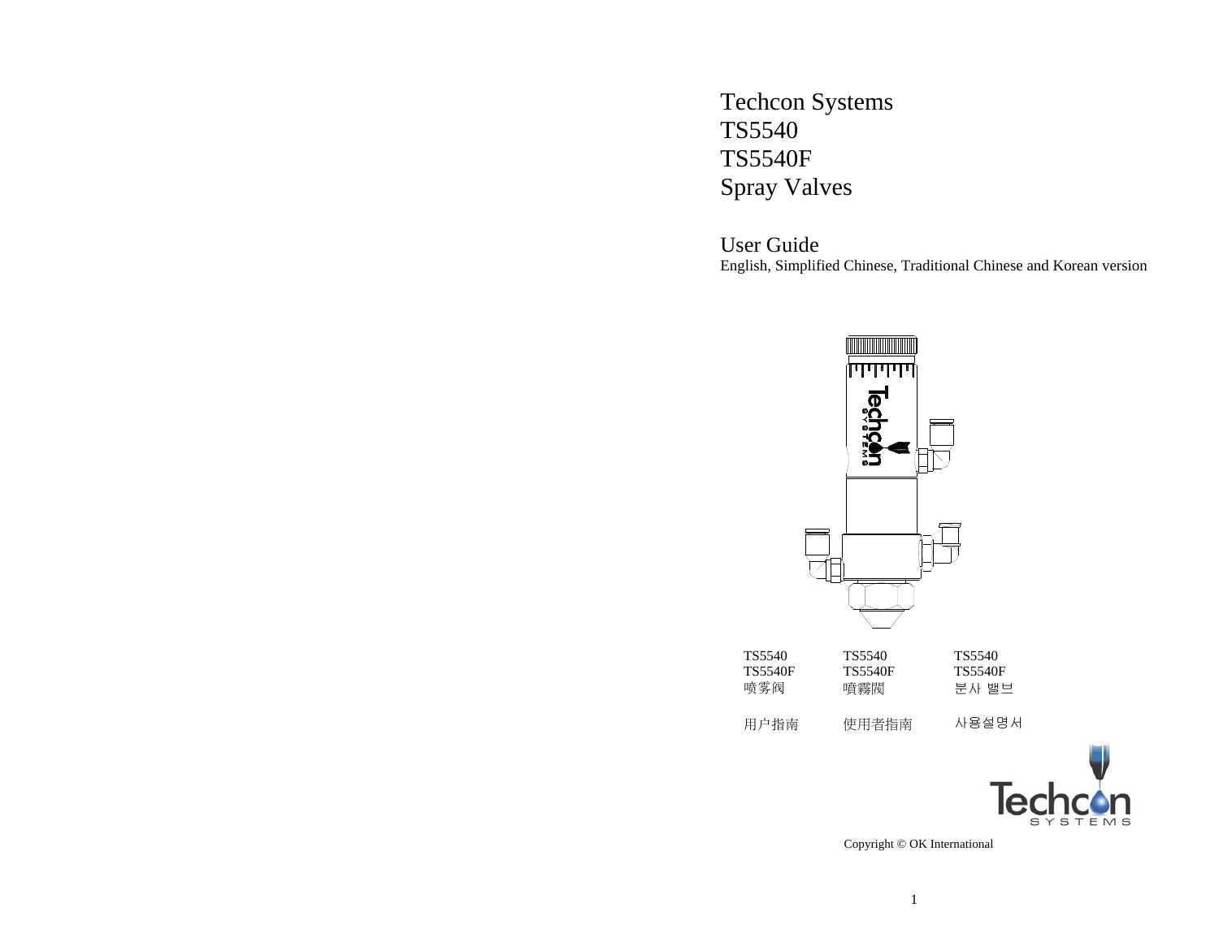# Techcon Systems
# TS5540
# TS5540F
# Spray Valves

## User Guide

English, Simplified Chinese, Traditional Chinese and Korean version

| TS5540 | TS5540 | TS5540 |
|---|---|---|
| TS5540F | TS5540F | TS5540F |
| 喷雾阀 | 噴霧閥 | 분사 밸브 |
| 用户指南 | 使用者指南 | 사용설명서 |

Copyright © OK International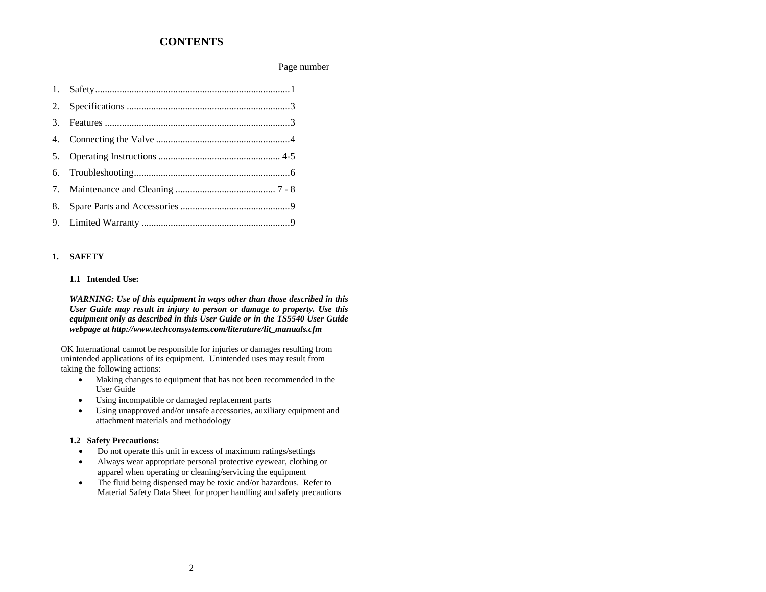# CONTENTS

| | Page number |
|---|---|
| 1. Safety | 1 |
| 2. Specifications | 3 |
| 3. Features | 3 |
| 4. Connecting the Valve | 4 |
| 5. Operating Instructions | 4-5 |
| 6. Troubleshooting | 6 |
| 7. Maintenance and Cleaning | 7 - 8 |
| 8. Spare Parts and Accessories | 9 |
| 9. Limited Warranty | 9 |

## 1. SAFETY

### 1.1 Intended Use:

***WARNING: Use of this equipment in ways other than those described in this User Guide may result in injury to person or damage to property. Use this equipment only as described in this User Guide or in the TS5540 User Guide webpage at http://www.techconsystems.com/literature/lit_manuals.cfm***

OK International cannot be responsible for injuries or damages resulting from unintended applications of its equipment. Unintended uses may result from taking the following actions:

- Making changes to equipment that has not been recommended in the User Guide
- Using incompatible or damaged replacement parts
- Using unapproved and/or unsafe accessories, auxiliary equipment and attachment materials and methodology

### 1.2 Safety Precautions:

- Do not operate this unit in excess of maximum ratings/settings
- Always wear appropriate personal protective eyewear, clothing or apparel when operating or cleaning/servicing the equipment
- The fluid being dispensed may be toxic and/or hazardous. Refer to Material Safety Data Sheet for proper handling and safety precautions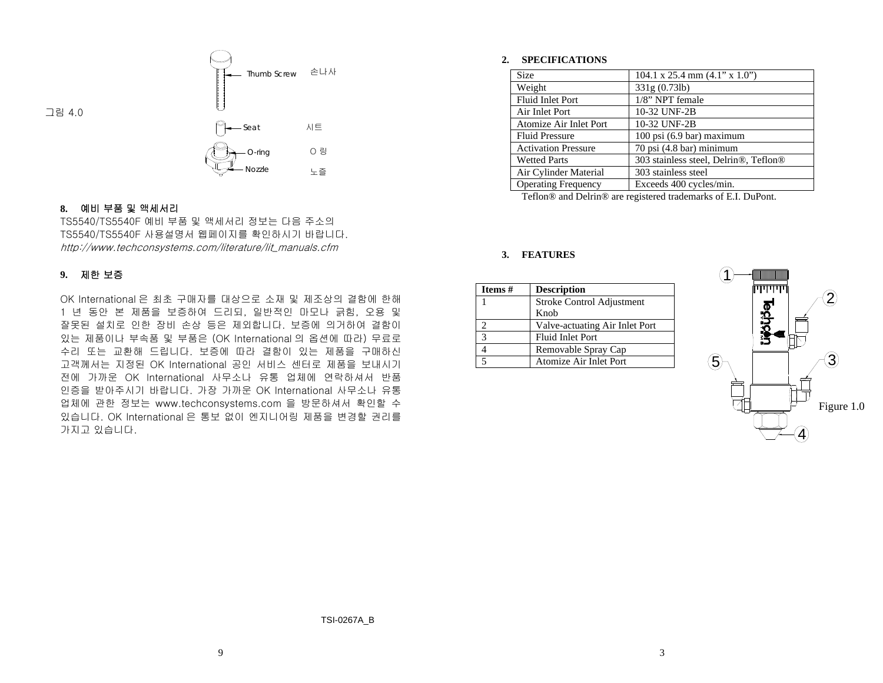그림 4.0

Thumb Screw 손나사

Seat 시트

O-ring O 링

Nozzle 노즐

## 8. 예비 부품 및 액세서리

TS5540/TS5540F 예비 부품 및 액세서리 정보는 다음 주소의 TS5540/TS5540F 사용설명서 웹페이지를 확인하시기 바랍니다.
*http://www.techconsystems.com/literature/lit_manuals.cfm*

## 9. 제한 보증

OK International 은 최초 구매자를 대상으로 소재 및 제조상의 결함에 한해 1 년 동안 본 제품을 보증하여 드리되, 일반적인 마모나 긁힘, 오용 및 잘못된 설치로 인한 장비 손상 등은 제외합니다. 보증에 의거하여 결함이 있는 제품이나 부속품 및 부품은 (OK International 의 옵션에 따라) 무료로 수리 또는 교환해 드립니다. 보증에 따라 결함이 있는 제품을 구매하신 고객께서는 지정된 OK International 공인 서비스 센터로 제품을 보내시기 전에 가까운 OK International 사무소나 유통 업체에 연락하셔서 반품 인증을 받아주시기 바랍니다. 가장 가까운 OK International 사무소나 유통 업체에 관한 정보는 www.techconsystems.com 을 방문하셔서 확인할 수 있습니다. OK International 은 통보 없이 엔지니어링 제품을 변경할 권리를 가지고 있습니다.

TSI-0267A_B

## 2. SPECIFICATIONS

| Size | 104.1 x 25.4 mm (4.1" x 1.0") |
|---|---|
| Weight | 331g (0.73lb) |
| Fluid Inlet Port | 1/8" NPT female |
| Air Inlet Port | 10-32 UNF-2B |
| Atomize Air Inlet Port | 10-32 UNF-2B |
| Fluid Pressure | 100 psi (6.9 bar) maximum |
| Activation Pressure | 70 psi (4.8 bar) minimum |
| Wetted Parts | 303 stainless steel, Delrin®, Teflon® |
| Air Cylinder Material | 303 stainless steel |
| Operating Frequency | Exceeds 400 cycles/min. |

Teflon® and Delrin® are registered trademarks of E.I. DuPont.

## 3. FEATURES

| Items # | Description |
|---|---|
| 1 | Stroke Control Adjustment Knob |
| 2 | Valve-actuating Air Inlet Port |
| 3 | Fluid Inlet Port |
| 4 | Removable Spray Cap |
| 5 | Atomize Air Inlet Port |

Figure 1.0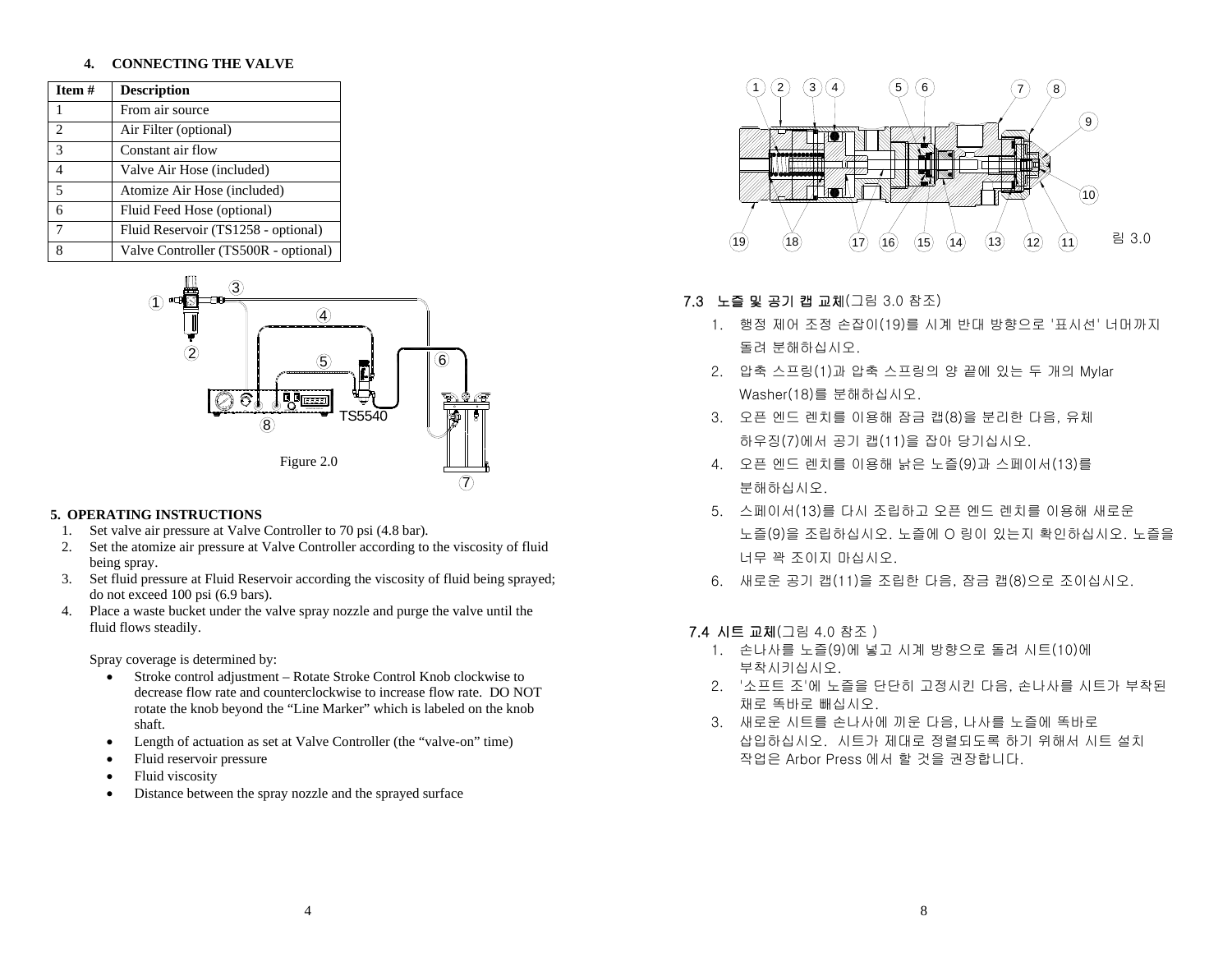## 4. CONNECTING THE VALVE

| Item # | Description |
|---|---|
| 1 | From air source |
| 2 | Air Filter (optional) |
| 3 | Constant air flow |
| 4 | Valve Air Hose (included) |
| 5 | Atomize Air Hose (included) |
| 6 | Fluid Feed Hose (optional) |
| 7 | Fluid Reservoir (TS1258 - optional) |
| 8 | Valve Controller (TS500R - optional) |

Figure 2.0

## 5. OPERATING INSTRUCTIONS

1. Set valve air pressure at Valve Controller to 70 psi (4.8 bar).
2. Set the atomize air pressure at Valve Controller according to the viscosity of fluid being spray.
3. Set fluid pressure at Fluid Reservoir according the viscosity of fluid being sprayed; do not exceed 100 psi (6.9 bars).
4. Place a waste bucket under the valve spray nozzle and purge the valve until the fluid flows steadily.

Spray coverage is determined by:

- Stroke control adjustment – Rotate Stroke Control Knob clockwise to decrease flow rate and counterclockwise to increase flow rate. DO NOT rotate the knob beyond the "Line Marker" which is labeled on the knob shaft.
- Length of actuation as set at Valve Controller (the "valve-on" time)
- Fluid reservoir pressure
- Fluid viscosity
- Distance between the spray nozzle and the sprayed surface

림 3.0

### 7.3 노즐 및 공기 캡 교체(그림 3.0 참조)

1. 행정 제어 조정 손잡이(19)를 시계 반대 방향으로 '표시선' 너머까지 돌려 분해하십시오.
2. 압축 스프링(1)과 압축 스프링의 양 끝에 있는 두 개의 Mylar Washer(18)를 분해하십시오.
3. 오픈 엔드 렌치를 이용해 잠금 캡(8)을 분리한 다음, 유체 하우징(7)에서 공기 캡(11)을 잡아 당기십시오.
4. 오픈 엔드 렌치를 이용해 낡은 노즐(9)과 스페이서(13)를 분해하십시오.
5. 스페이서(13)를 다시 조립하고 오픈 엔드 렌치를 이용해 새로운 노즐(9)을 조립하십시오. 노즐에 O 링이 있는지 확인하십시오. 노즐을 너무 꽉 조이지 마십시오.
6. 새로운 공기 캡(11)을 조립한 다음, 잠금 캡(8)으로 조이십시오.

### 7.4 시트 교체(그림 4.0 참조 )

1. 손나사를 노즐(9)에 넣고 시계 방향으로 돌려 시트(10)에 부착시키십시오.
2. '소프트 조'에 노즐을 단단히 고정시킨 다음, 손나사를 시트가 부착된 채로 똑바로 빼십시오.
3. 새로운 시트를 손나사에 끼운 다음, 나사를 노즐에 똑바로 삽입하십시오. 시트가 제대로 정렬되도록 하기 위해서 시트 설치 작업은 Arbor Press 에서 할 것을 권장합니다.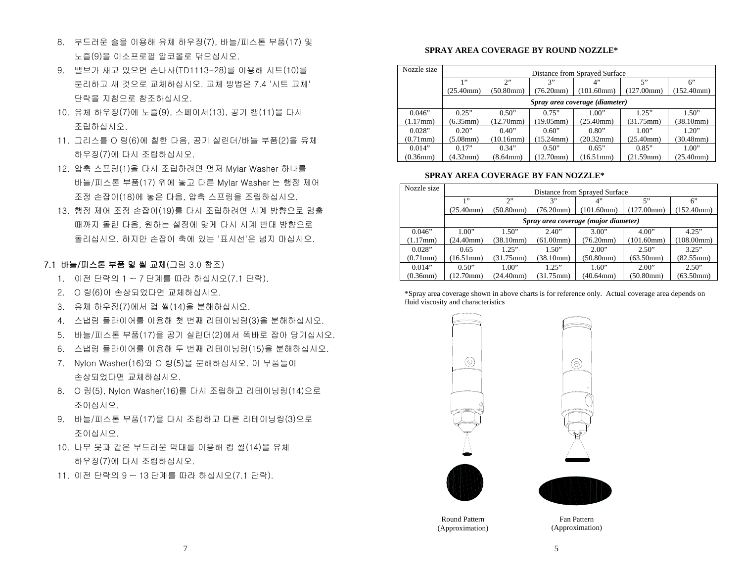8. 부드러운 솔을 이용해 유체 하우징(7), 바늘/피스톤 부품(17) 및 노즐(9)을 이소프로필 알코올로 닦으십시오.
9. 밸브가 새고 있으면 손나사(TD1113-28)를 이용해 시트(10)를 분리하고 새 것으로 교체하십시오. 교체 방법은 7.4 '시트 교체' 단락을 지침으로 참조하십시오.
10. 유체 하우징(7)에 노즐(9), 스페이서(13), 공기 캡(11)을 다시 조립하십시오.
11. 그리스를 O 링(6)에 칠한 다음, 공기 실린더/바늘 부품(2)을 유체 하우징(7)에 다시 조립하십시오.
12. 압축 스프링(1)을 다시 조립하려면 먼저 Mylar Washer 하나를 바늘/피스톤 부품(17) 위에 놓고 다른 Mylar Washer 는 행정 제어 조정 손잡이(18)에 놓은 다음, 압축 스프링을 조립하십시오.
13. 행정 제어 조정 손잡이(19)를 다시 조립하려면 시계 방향으로 멈출 때까지 돌린 다음, 원하는 설정에 맞게 다시 시계 반대 방향으로 돌리십시오. 하지만 손잡이 축에 있는 '표시선'은 넘지 마십시오.

## 7.1 바늘/피스톤 부품 및 씰 교체(그림 3.0 참조)

1. 이전 단락의 1 ~ 7 단계를 따라 하십시오(7.1 단락).
2. O 링(6)이 손상되었다면 교체하십시오.
3. 유체 하우징(7)에서 컵 씰(14)을 분해하십시오.
4. 스냅링 플라이어를 이용해 첫 번째 리테이닝링(3)을 분해하십시오.
5. 바늘/피스톤 부품(17)을 공기 실린더(2)에서 똑바로 잡아 당기십시오.
6. 스냅링 플라이어를 이용해 두 번째 리테이닝링(15)을 분해하십시오.
7. Nylon Washer(16)와 O 링(5)을 분해하십시오. 이 부품들이 손상되었다면 교체하십시오.
8. O 링(5), Nylon Washer(16)를 다시 조립하고 리테이닝링(14)으로 조이십시오.
9. 바늘/피스톤 부품(17)을 다시 조립하고 다른 리테이닝링(3)으로 조이십시오.
10. 나무 못과 같은 부드러운 막대를 이용해 컵 씰(14)을 유체 하우징(7)에 다시 조립하십시오.
11. 이전 단락의 9 ~ 13 단계를 따라 하십시오(7.1 단락).

**SPRAY AREA COVERAGE BY ROUND NOZZLE***

| Nozzle size | Distance from Sprayed Surface | | | | | |
|---|---|---|---|---|---|---|
| | 1" (25.40mm) | 2" (50.80mm) | 3" (76.20mm) | 4" (101.60mm) | 5" (127.00mm) | 6" (152.40mm) |
| | *Spray area coverage (diameter)* | | | | | |
| 0.046" (1.17mm) | 0.25" (6.35mm) | 0.50" (12.70mm) | 0.75" (19.05mm) | 1.00" (25.40mm) | 1.25" (31.75mm) | 1.50" (38.10mm) |
| 0.028" (0.71mm) | 0.20" (5.08mm) | 0.40" (10.16mm) | 0.60" (15.24mm) | 0.80" (20.32mm) | 1.00" (25.40mm) | 1.20" (30.48mm) |
| 0.014" (0.36mm) | 0.17" (4.32mm) | 0.34" (8.64mm) | 0.50" (12.70mm) | 0.65" (16.51mm) | 0.85" (21.59mm) | 1.00" (25.40mm) |

**SPRAY AREA COVERAGE BY FAN NOZZLE***

| Nozzle size | Distance from Sprayed Surface | | | | | |
|---|---|---|---|---|---|---|
| | 1" (25.40mm) | 2" (50.80mm) | 3" (76.20mm) | 4" (101.60mm) | 5" (127.00mm) | 6" (152.40mm) |
| | *Spray area coverage (major diameter)* | | | | | |
| 0.046" (1.17mm) | 1.00" (24.40mm) | 1.50" (38.10mm) | 2.40" (61.00mm) | 3.00" (76.20mm) | 4.00" (101.60mm) | 4.25" (108.00mm) |
| 0.028" (0.71mm) | 0.65 (16.51mm) | 1.25" (31.75mm) | 1.50" (38.10mm) | 2.00" (50.80mm) | 2.50" (63.50mm) | 3.25" (82.55mm) |
| 0.014" (0.36mm) | 0.50" (12.70mm) | 1.00" (24.40mm) | 1.25" (31.75mm) | 1.60" (40.64mm) | 2.00" (50.80mm) | 2.50" (63.50mm) |

*Spray area coverage shown in above charts is for reference only. Actual coverage area depends on fluid viscosity and characteristics

Round Pattern (Approximation)

Fan Pattern (Approximation)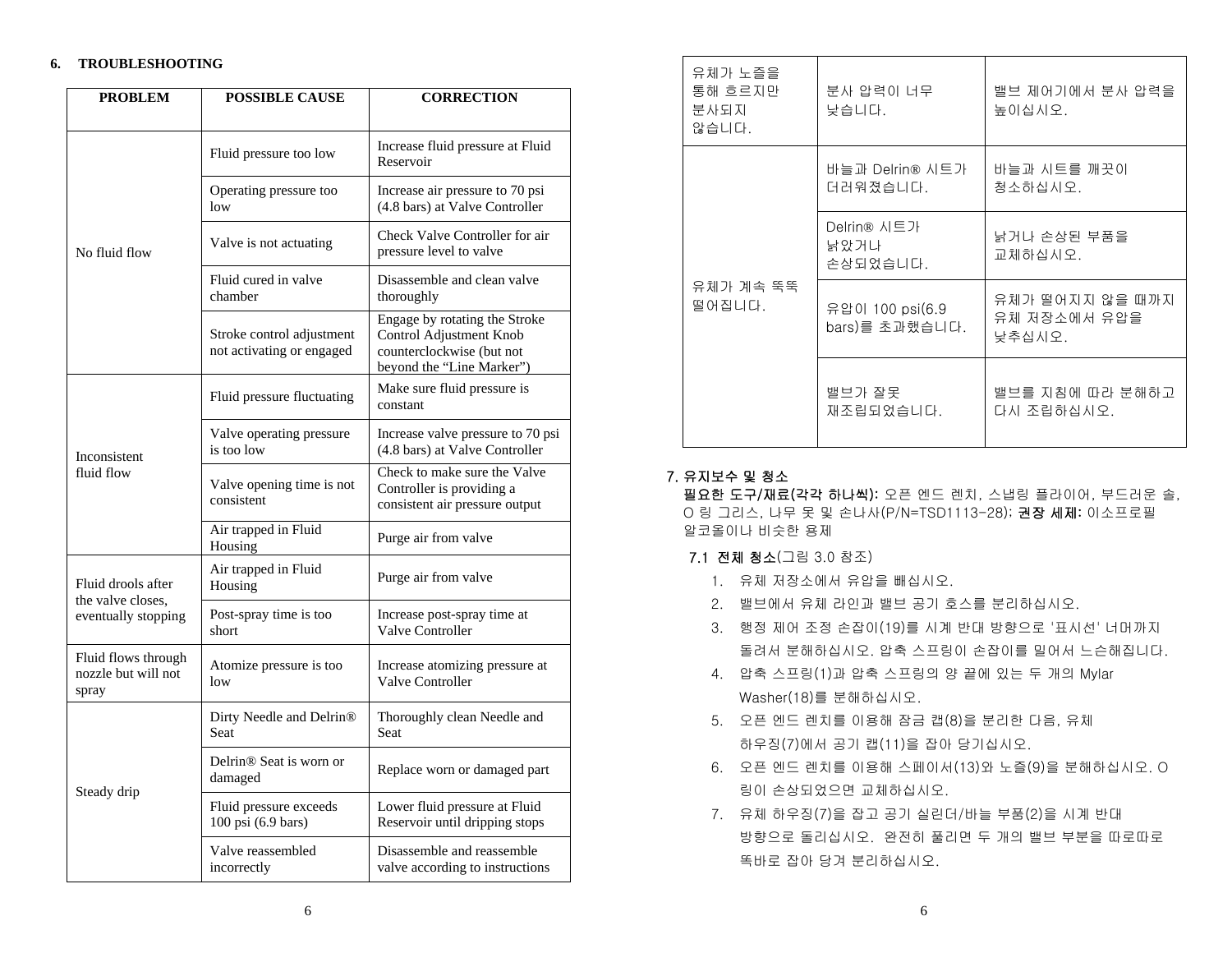## 6. TROUBLESHOOTING

| PROBLEM | POSSIBLE CAUSE | CORRECTION |
|---|---|---|
| No fluid flow | Fluid pressure too low | Increase fluid pressure at Fluid Reservoir |
| | Operating pressure too low | Increase air pressure to 70 psi (4.8 bars) at Valve Controller |
| | Valve is not actuating | Check Valve Controller for air pressure level to valve |
| | Fluid cured in valve chamber | Disassemble and clean valve thoroughly |
| | Stroke control adjustment not activating or engaged | Engage by rotating the Stroke Control Adjustment Knob counterclockwise (but not beyond the "Line Marker") |
| Inconsistent fluid flow | Fluid pressure fluctuating | Make sure fluid pressure is constant |
| | Valve operating pressure is too low | Increase valve pressure to 70 psi (4.8 bars) at Valve Controller |
| | Valve opening time is not consistent | Check to make sure the Valve Controller is providing a consistent air pressure output |
| | Air trapped in Fluid Housing | Purge air from valve |
| Fluid drools after the valve closes, eventually stopping | Air trapped in Fluid Housing | Purge air from valve |
| | Post-spray time is too short | Increase post-spray time at Valve Controller |
| Fluid flows through nozzle but will not spray | Atomize pressure is too low | Increase atomizing pressure at Valve Controller |
| Steady drip | Dirty Needle and Delrin® Seat | Thoroughly clean Needle and Seat |
| | Delrin® Seat is worn or damaged | Replace worn or damaged part |
| | Fluid pressure exceeds 100 psi (6.9 bars) | Lower fluid pressure at Fluid Reservoir until dripping stops |
| | Valve reassembled incorrectly | Disassemble and reassemble valve according to instructions |

| | | |
|---|---|---|
| 유체가 노즐을 통해 흐르지만 분사되지 않습니다. | 분사 압력이 너무 낮습니다. | 밸브 제어기에서 분사 압력을 높이십시오. |
| 유체가 계속 뚝뚝 떨어집니다. | 바늘과 Delrin® 시트가 더러워졌습니다. | 바늘과 시트를 깨끗이 청소하십시오. |
| | Delrin® 시트가 낡았거나 손상되었습니다. | 낡거나 손상된 부품을 교체하십시오. |
| | 유압이 100 psi(6.9 bars)를 초과했습니다. | 유체가 떨어지지 않을 때까지 유체 저장소에서 유압을 낮추십시오. |
| | 밸브가 잘못 재조립되었습니다. | 밸브를 지침에 따라 분해하고 다시 조립하십시오. |

## 7. 유지보수 및 청소

**필요한 도구/재료(각각 하나씩):** 오픈 엔드 렌치, 스냅링 플라이어, 부드러운 솔, O 링 그리스, 나무 못 및 손나사(P/N=TSD1113-28); **권장 세제:** 이소프로필 알코올이나 비슷한 용제

### 7.1 전체 청소(그림 3.0 참조)

1. 유체 저장소에서 유압을 빼십시오.
2. 밸브에서 유체 라인과 밸브 공기 호스를 분리하십시오.
3. 행정 제어 조정 손잡이(19)를 시계 반대 방향으로 '표시선' 너머까지 돌려서 분해하십시오. 압축 스프링이 손잡이를 밀어서 느슨해집니다.
4. 압축 스프링(1)과 압축 스프링의 양 끝에 있는 두 개의 Mylar Washer(18)를 분해하십시오.
5. 오픈 엔드 렌치를 이용해 잠금 캡(8)을 분리한 다음, 유체 하우징(7)에서 공기 캡(11)을 잡아 당기십시오.
6. 오픈 엔드 렌치를 이용해 스페이서(13)와 노즐(9)을 분해하십시오. O 링이 손상되었으면 교체하십시오.
7. 유체 하우징(7)을 잡고 공기 실린더/바늘 부품(2)을 시계 반대 방향으로 돌리십시오. 완전히 풀리면 두 개의 밸브 부분을 따로따로 똑바로 잡아 당겨 분리하십시오.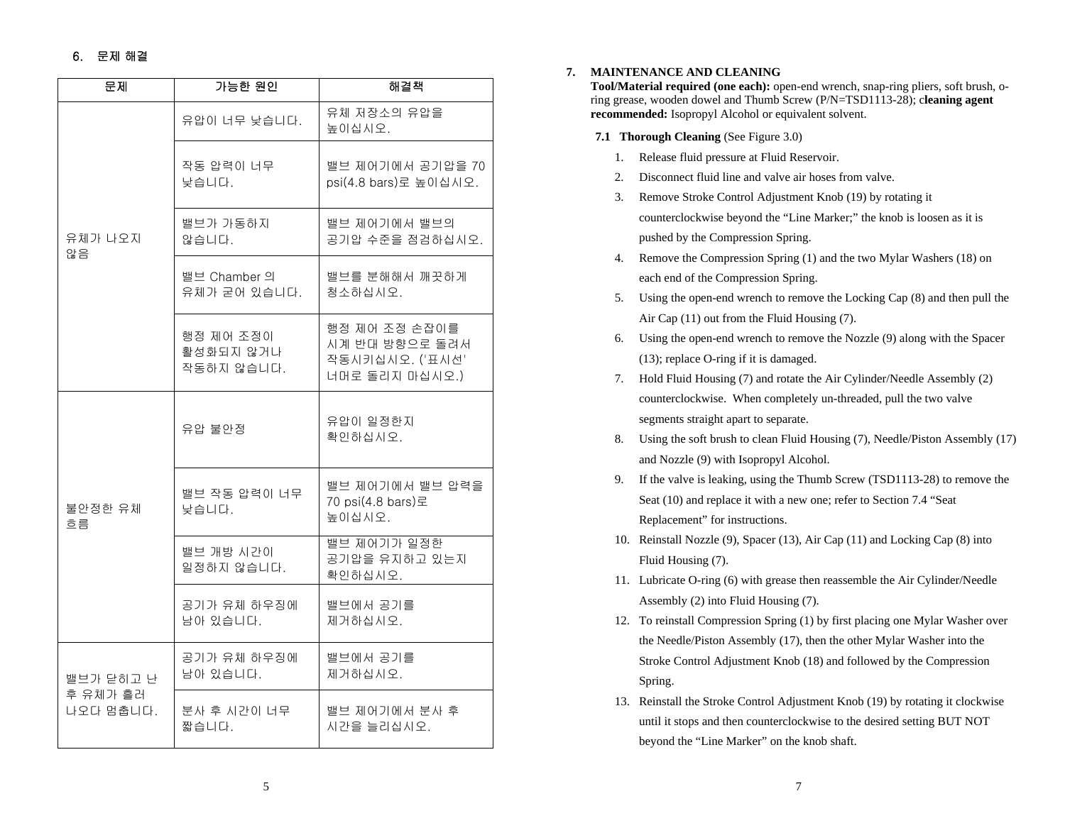## 6. 문제 해결

| 문제 | 가능한 원인 | 해결책 |
|---|---|---|
| 유체가 나오지 않음 | 유압이 너무 낮습니다. | 유체 저장소의 유압을 높이십시오. |
| | 작동 압력이 너무 낮습니다. | 밸브 제어기에서 공기압을 70 psi(4.8 bars)로 높이십시오. |
| | 밸브가 가동하지 않습니다. | 밸브 제어기에서 밸브의 공기압 수준을 점검하십시오. |
| | 밸브 Chamber 의 유체가 굳어 있습니다. | 밸브를 분해해서 깨끗하게 청소하십시오. |
| | 행정 제어 조정이 활성화되지 않거나 작동하지 않습니다. | 행정 제어 조정 손잡이를 시계 반대 방향으로 돌려서 작동시키십시오. ('표시선' 너머로 돌리지 마십시오.) |
| 불안정한 유체 흐름 | 유압 불안정 | 유압이 일정한지 확인하십시오. |
| | 밸브 작동 압력이 너무 낮습니다. | 밸브 제어기에서 밸브 압력을 70 psi(4.8 bars)로 높이십시오. |
| | 밸브 개방 시간이 일정하지 않습니다. | 밸브 제어기가 일정한 공기압을 유지하고 있는지 확인하십시오. |
| | 공기가 유체 하우징에 남아 있습니다. | 밸브에서 공기를 제거하십시오. |
| 밸브가 닫히고 난 후 유체가 흘러 나오다 멈춥니다. | 공기가 유체 하우징에 남아 있습니다. | 밸브에서 공기를 제거하십시오. |
| | 분사 후 시간이 너무 짧습니다. | 밸브 제어기에서 분사 후 시간을 늘리십시오. |

## 7. MAINTENANCE AND CLEANING

**Tool/Material required (one each):** open-end wrench, snap-ring pliers, soft brush, o-ring grease, wooden dowel and Thumb Screw (P/N=TSD1113-28); **cleaning agent recommended:** Isopropyl Alcohol or equivalent solvent.

### 7.1 Thorough Cleaning (See Figure 3.0)

1. Release fluid pressure at Fluid Reservoir.
2. Disconnect fluid line and valve air hoses from valve.
3. Remove Stroke Control Adjustment Knob (19) by rotating it counterclockwise beyond the "Line Marker;" the knob is loosen as it is pushed by the Compression Spring.
4. Remove the Compression Spring (1) and the two Mylar Washers (18) on each end of the Compression Spring.
5. Using the open-end wrench to remove the Locking Cap (8) and then pull the Air Cap (11) out from the Fluid Housing (7).
6. Using the open-end wrench to remove the Nozzle (9) along with the Spacer (13); replace O-ring if it is damaged.
7. Hold Fluid Housing (7) and rotate the Air Cylinder/Needle Assembly (2) counterclockwise. When completely un-threaded, pull the two valve segments straight apart to separate.
8. Using the soft brush to clean Fluid Housing (7), Needle/Piston Assembly (17) and Nozzle (9) with Isopropyl Alcohol.
9. If the valve is leaking, using the Thumb Screw (TSD1113-28) to remove the Seat (10) and replace it with a new one; refer to Section 7.4 "Seat Replacement" for instructions.
10. Reinstall Nozzle (9), Spacer (13), Air Cap (11) and Locking Cap (8) into Fluid Housing (7).
11. Lubricate O-ring (6) with grease then reassemble the Air Cylinder/Needle Assembly (2) into Fluid Housing (7).
12. To reinstall Compression Spring (1) by first placing one Mylar Washer over the Needle/Piston Assembly (17), then the other Mylar Washer into the Stroke Control Adjustment Knob (18) and followed by the Compression Spring.
13. Reinstall the Stroke Control Adjustment Knob (19) by rotating it clockwise until it stops and then counterclockwise to the desired setting BUT NOT beyond the "Line Marker" on the knob shaft.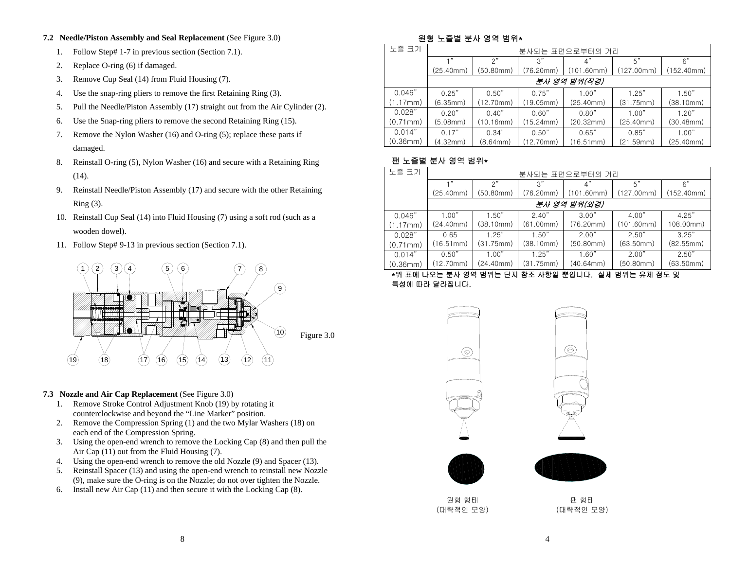### 7.2 Needle/Piston Assembly and Seal Replacement (See Figure 3.0)

1. Follow Step# 1-7 in previous section (Section 7.1).
2. Replace O-ring (6) if damaged.
3. Remove Cup Seal (14) from Fluid Housing (7).
4. Use the snap-ring pliers to remove the first Retaining Ring (3).
5. Pull the Needle/Piston Assembly (17) straight out from the Air Cylinder (2).
6. Use the Snap-ring pliers to remove the second Retaining Ring (15).
7. Remove the Nylon Washer (16) and O-ring (5); replace these parts if damaged.
8. Reinstall O-ring (5), Nylon Washer (16) and secure with a Retaining Ring (14).
9. Reinstall Needle/Piston Assembly (17) and secure with the other Retaining Ring (3).
10. Reinstall Cup Seal (14) into Fluid Housing (7) using a soft rod (such as a wooden dowel).
11. Follow Step# 9-13 in previous section (Section 7.1).

Figure 3.0

### 7.3 Nozzle and Air Cap Replacement (See Figure 3.0)

1. Remove Stroke Control Adjustment Knob (19) by rotating it counterclockwise and beyond the "Line Marker" position.
2. Remove the Compression Spring (1) and the two Mylar Washers (18) on each end of the Compression Spring.
3. Using the open-end wrench to remove the Locking Cap (8) and then pull the Air Cap (11) out from the Fluid Housing (7).
4. Using the open-end wrench to remove the old Nozzle (9) and Spacer (13).
5. Reinstall Spacer (13) and using the open-end wrench to reinstall new Nozzle (9), make sure the O-ring is on the Nozzle; do not over tighten the Nozzle.
6. Install new Air Cap (11) and then secure it with the Locking Cap (8).

**원형 노즐별 분사 영역 범위***

| 노즐 크기 | 분사되는 표면으로부터의 거리 | | | | | |
|---|---|---|---|---|---|---|
| | 1" (25.40mm) | 2" (50.80mm) | 3" (76.20mm) | 4" (101.60mm) | 5" (127.00mm) | 6" (152.40mm) |
| | *분사 영역 범위(직경)* | | | | | |
| 0.046" (1.17mm) | 0.25" (6.35mm) | 0.50" (12.70mm) | 0.75" (19.05mm) | 1.00" (25.40mm) | 1.25" (31.75mm) | 1.50" (38.10mm) |
| 0.028" (0.71mm) | 0.20" (5.08mm) | 0.40" (10.16mm) | 0.60" (15.24mm) | 0.80" (20.32mm) | 1.00" (25.40mm) | 1.20" (30.48mm) |
| 0.014" (0.36mm) | 0.17" (4.32mm) | 0.34" (8.64mm) | 0.50" (12.70mm) | 0.65" (16.51mm) | 0.85" (21.59mm) | 1.00" (25.40mm) |

**팬 노즐별 분사 영역 범위***

| 노즐 크기 | 분사되는 표면으로부터의 거리 | | | | | |
|---|---|---|---|---|---|---|
| | 1" (25.40mm) | 2" (50.80mm) | 3" (76.20mm) | 4" (101.60mm) | 5" (127.00mm) | 6" (152.40mm) |
| | *분사 영역 범위(외경)* | | | | | |
| 0.046" (1.17mm) | 1.00" (24.40mm) | 1.50" (38.10mm) | 2.40" (61.00mm) | 3.00" (76.20mm) | 4.00" (101.60mm) | 4.25" 108.00mm) |
| 0.028" (0.71mm) | 0.65 (16.51mm) | 1.25" (31.75mm) | 1.50" (38.10mm) | 2.00" (50.80mm) | 2.50" (63.50mm) | 3.25" (82.55mm) |
| 0.014" (0.36mm) | 0.50" (12.70mm) | 1.00" (24.40mm) | 1.25" (31.75mm) | 1.60" (40.64mm) | 2.00" (50.80mm) | 2.50" (63.50mm) |

*위 표에 나오는 분사 영역 범위는 단지 참조 사항일 뿐입니다. 실제 범위는 유체 점도 및 특성에 따라 달라집니다.

원형 형태 (대략적인 모양)

팬 형태 (대략적인 모양)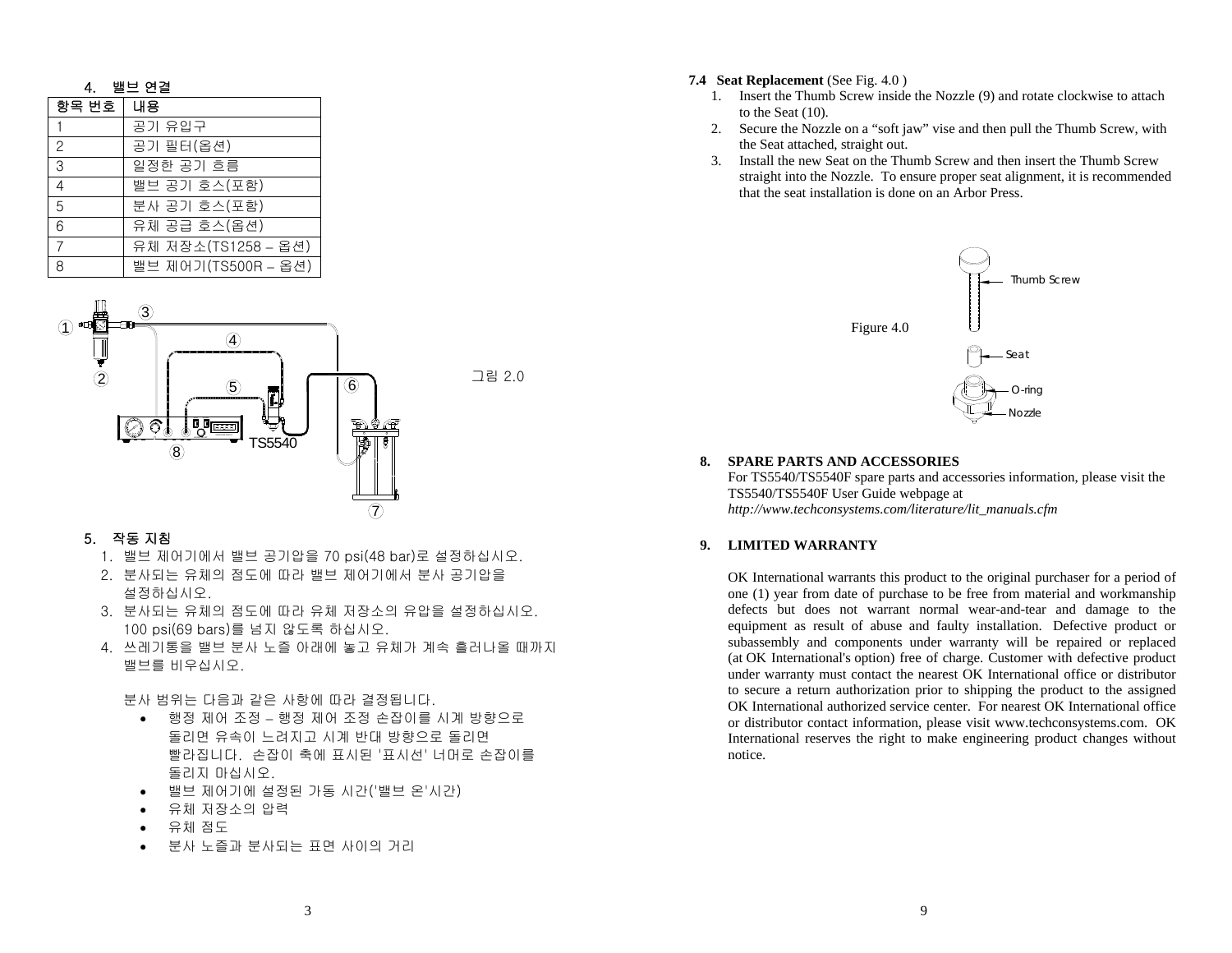## 4. 밸브 연결

| 항목 번호 | 내용 |
|---|---|
| 1 | 공기 유입구 |
| 2 | 공기 필터(옵션) |
| 3 | 일정한 공기 흐름 |
| 4 | 밸브 공기 호스(포함) |
| 5 | 분사 공기 호스(포함) |
| 6 | 유체 공급 호스(옵션) |
| 7 | 유체 저장소(TS1258 – 옵션) |
| 8 | 밸브 제어기(TS500R – 옵션) |

그림 2.0

## 5. 작동 지침

1. 밸브 제어기에서 밸브 공기압을 70 psi(48 bar)로 설정하십시오.
2. 분사되는 유체의 점도에 따라 밸브 제어기에서 분사 공기압을 설정하십시오.
3. 분사되는 유체의 점도에 따라 유체 저장소의 유압을 설정하십시오. 100 psi(69 bars)를 넘지 않도록 하십시오.
4. 쓰레기통을 밸브 분사 노즐 아래에 놓고 유체가 계속 흘러나올 때까지 밸브를 비우십시오.

분사 범위는 다음과 같은 사항에 따라 결정됩니다.

- 행정 제어 조정 – 행정 제어 조정 손잡이를 시계 방향으로 돌리면 유속이 느려지고 시계 반대 방향으로 돌리면 빨라집니다. 손잡이 축에 표시된 '표시선' 너머로 손잡이를 돌리지 마십시오.
- 밸브 제어기에 설정된 가동 시간('밸브 온'시간)
- 유체 저장소의 압력
- 유체 점도
- 분사 노즐과 분사되는 표면 사이의 거리

### 7.4 Seat Replacement (See Fig. 4.0 )

1. Insert the Thumb Screw inside the Nozzle (9) and rotate clockwise to attach to the Seat (10).
2. Secure the Nozzle on a "soft jaw" vise and then pull the Thumb Screw, with the Seat attached, straight out.
3. Install the new Seat on the Thumb Screw and then insert the Thumb Screw straight into the Nozzle. To ensure proper seat alignment, it is recommended that the seat installation is done on an Arbor Press.

Figure 4.0

## 8. SPARE PARTS AND ACCESSORIES

For TS5540/TS5540F spare parts and accessories information, please visit the TS5540/TS5540F User Guide webpage at *http://www.techconsystems.com/literature/lit_manuals.cfm*

## 9. LIMITED WARRANTY

OK International warrants this product to the original purchaser for a period of one (1) year from date of purchase to be free from material and workmanship defects but does not warrant normal wear-and-tear and damage to the equipment as result of abuse and faulty installation. Defective product or subassembly and components under warranty will be repaired or replaced (at OK International's option) free of charge. Customer with defective product under warranty must contact the nearest OK International office or distributor to secure a return authorization prior to shipping the product to the assigned OK International authorized service center. For nearest OK International office or distributor contact information, please visit www.techconsystems.com. OK International reserves the right to make engineering product changes without notice.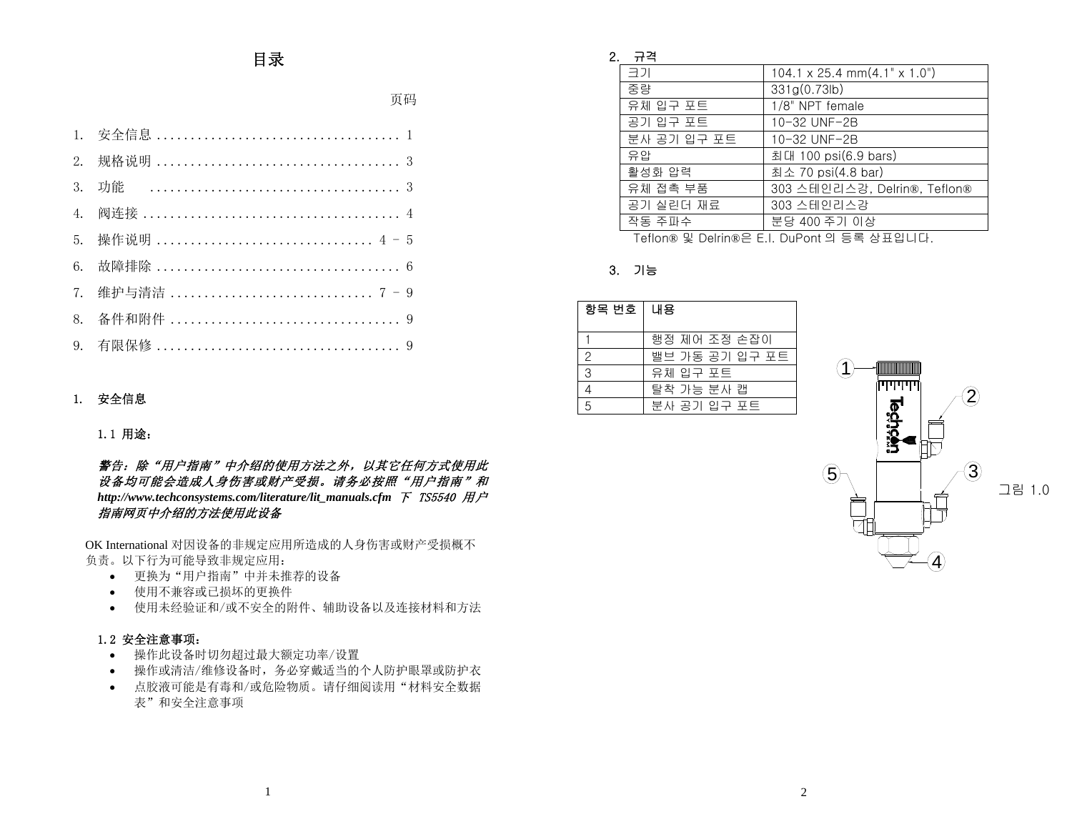# 目录

页码

1. 安全信息 .................................... 1
2. 规格说明 .................................... 3
3. 功能 ...................................... 3
4. 阀连接 ...................................... 4
5. 操作说明 ................................ 4 – 5
6. 故障排除 .................................... 6
7. 维护与清洁 .............................. 7 – 9
8. 备件和附件 .................................. 9
9. 有限保修 .................................... 9

## 1. 安全信息

### 1.1 用途：

***警告：除“用户指南”中介绍的使用方法之外，以其它任何方式使用此设备均可能会造成人身伤害或财产受损。请务必按照“用户指南”和 http://www.techconsystems.com/literature/lit_manuals.cfm 下 TS5540 用户指南网页中介绍的方法使用此设备***

OK International 对因设备的非规定应用所造成的人身伤害或财产受损概不负责。以下行为可能导致非规定应用：

- 更换为“用户指南”中并未推荐的设备
- 使用不兼容或已损坏的更换件
- 使用未经验证和/或不安全的附件、辅助设备以及连接材料和方法

### 1.2 安全注意事项：

- 操作此设备时切勿超过最大额定功率/设置
- 操作或清洁/维修设备时，务必穿戴适当的个人防护眼罩或防护衣
- 点胶液可能是有毒和/或危险物质。请仔细阅读用“材料安全数据表”和安全注意事项

## 2. 규격

| | |
|---|---|
| 크기 | 104.1 x 25.4 mm(4.1" x 1.0") |
| 중량 | 331g(0.73lb) |
| 유체 입구 포트 | 1/8" NPT female |
| 공기 입구 포트 | 10-32 UNF-2B |
| 분사 공기 입구 포트 | 10-32 UNF-2B |
| 유압 | 최대 100 psi(6.9 bars) |
| 활성화 압력 | 최소 70 psi(4.8 bar) |
| 유체 접촉 부품 | 303 스테인리스강, Delrin®, Teflon® |
| 공기 실린더 재료 | 303 스테인리스강 |
| 작동 주파수 | 분당 400 주기 이상 |

Teflon® 및 Delrin®은 E.I. DuPont 의 등록 상표입니다.

## 3. 기능

| 항목 번호 | 내용 |
|---|---|
| 1 | 행정 제어 조정 손잡이 |
| 2 | 밸브 가동 공기 입구 포트 |
| 3 | 유체 입구 포트 |
| 4 | 탈착 가능 분사 캡 |
| 5 | 분사 공기 입구 포트 |

그림 1.0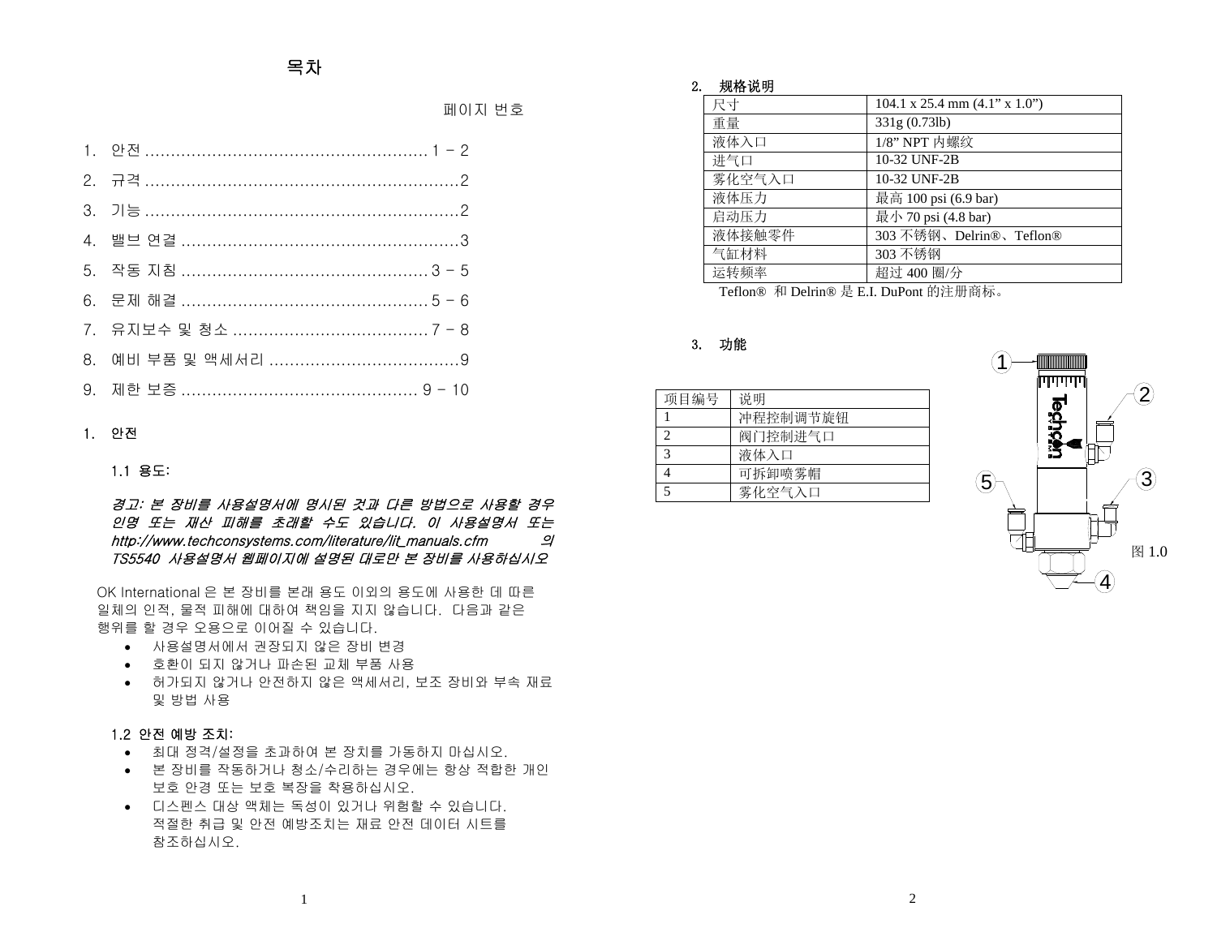# 목차

페이지 번호

1. 안전 ....................................................... 1 – 2
2. 규격 .............................................................2
3. 기능 .............................................................2
4. 밸브 연결 ......................................................3
5. 작동 지침 ................................................ 3 – 5
6. 문제 해결 ................................................ 5 – 6
7. 유지보수 및 청소 ...................................... 7 – 8
8. 예비 부품 및 액세서리 .....................................9
9. 제한 보증 ............................................. 9 – 10

## 1. 안전

### 1.1 용도:

*경고: 본 장비를 사용설명서에 명시된 것과 다른 방법으로 사용할 경우 인명 또는 재산 피해를 초래할 수도 있습니다. 이 사용설명서 또는 http://www.techconsystems.com/literature/lit_manuals.cfm 의 TS5540 사용설명서 웹페이지에 설명된 대로만 본 장비를 사용하십시오*

OK International 은 본 장비를 본래 용도 이외의 용도에 사용한 데 따른 일체의 인적, 물적 피해에 대하여 책임을 지지 않습니다. 다음과 같은 행위를 할 경우 오용으로 이어질 수 있습니다.

- 사용설명서에서 권장되지 않은 장비 변경
- 호환이 되지 않거나 파손된 교체 부품 사용
- 허가되지 않거나 안전하지 않은 액세서리, 보조 장비와 부속 재료 및 방법 사용

### 1.2 안전 예방 조치:

- 최대 정격/설정을 초과하여 본 장치를 가동하지 마십시오.
- 본 장비를 작동하거나 청소/수리하는 경우에는 항상 적합한 개인 보호 안경 또는 보호 복장을 착용하십시오.
- 디스펜스 대상 액체는 독성이 있거나 위험할 수 있습니다. 적절한 취급 및 안전 예방조치는 재료 안전 데이터 시트를 참조하십시오.

## 2. 规格说明

| 尺寸 | 104.1 x 25.4 mm (4.1” x 1.0”) |
|---|---|
| 重量 | 331g (0.73lb) |
| 液体入口 | 1/8” NPT 内螺纹 |
| 进气口 | 10-32 UNF-2B |
| 雾化空气入口 | 10-32 UNF-2B |
| 液体压力 | 最高 100 psi (6.9 bar) |
| 启动压力 | 最小 70 psi (4.8 bar) |
| 液体接触零件 | 303 不锈钢、Delrin®、Teflon® |
| 气缸材料 | 303 不锈钢 |
| 运转频率 | 超过 400 圈/分 |

Teflon® 和 Delrin® 是 E.I. DuPont 的注册商标。

## 3. 功能

| 项目编号 | 说明 |
|---|---|
| 1 | 冲程控制调节旋钮 |
| 2 | 阀门控制进气口 |
| 3 | 液体入口 |
| 4 | 可拆卸喷雾帽 |
| 5 | 雾化空气入口 |

图 1.0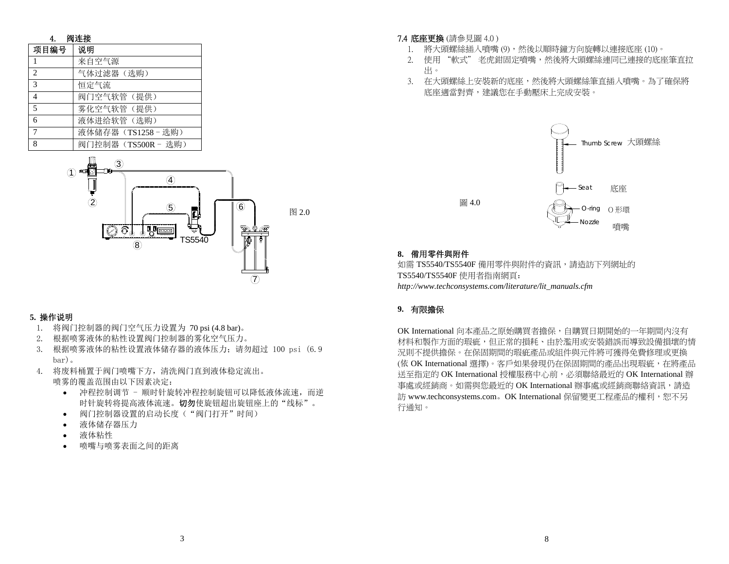## 4. 阀连接

| 项目编号 | 说明 |
| --- | --- |
| 1 | 来自空气源 |
| 2 | 气体过滤器（选购） |
| 3 | 恒定气流 |
| 4 | 阀门空气软管（提供） |
| 5 | 雾化空气软管（提供） |
| 6 | 液体进给软管（选购） |
| 7 | 液体储存器（TS1258－选购） |
| 8 | 阀门控制器（TS500R－ 选购） |

图 2.0

## 5. 操作说明

1. 将阀门控制器的阀门空气压力设置为 70 psi (4.8 bar)。
2. 根据喷雾液体的粘性设置阀门控制器的雾化空气压力。
3. 根据喷雾液体的粘性设置液体储存器的液体压力；请勿超过 100 psi (6.9 bar)。
4. 将废料桶置于阀门喷嘴下方，清洗阀门直到液体稳定流出。
   喷雾的覆盖范围由以下因素决定：
   - 冲程控制调节 – 顺时针旋转冲程控制旋钮可以降低液体流速，而逆时针旋转将提高液体流速。**切勿**使旋钮超出旋钮座上的“线标”。
   - 阀门控制器设置的启动长度（“阀门打开”时间）
   - 液体储存器压力
   - 液体粘性
   - 喷嘴与喷雾表面之间的距离

### 7.4 底座更換 (請參見圖 4.0 )

1. 將大頭螺絲插入噴嘴 (9)，然後以順時鐘方向旋轉以連接底座 (10)。
2. 使用 “軟式” 老虎鉗固定噴嘴，然後將大頭螺絲連同已連接的底座筆直拉出。
3. 在大頭螺絲上安裝新的底座，然後將大頭螺絲筆直插入噴嘴。為了確保將底座適當對齊，建議您在手動壓床上完成安裝。

圖 4.0

Thumb Screw 大頭螺絲
Seat 底座
O-ring O 形環
Nozzle 噴嘴

## 8. 備用零件與附件

如需 TS5540/TS5540F 備用零件與附件的資訊，請造訪下列網址的 TS5540/TS5540F 使用者指南網頁：
*http://www.techconsystems.com/literature/lit_manuals.cfm*

## 9. 有限擔保

OK International 向本產品之原始購買者擔保，自購買日期開始的一年期間內沒有材料和製作方面的瑕疵，但正常的損耗、由於濫用或安裝錯誤而導致設備損壞的情況則不提供擔保。在保固期間的瑕疵產品或組件與元件將可獲得免費修理或更換 (依 OK International 選擇)。客戶如果發現仍在保固期間的產品出現瑕疵，在將產品送至指定的 OK International 授權服務中心前，必須聯絡最近的 OK International 辦事處或經銷商。如需與您最近的 OK International 辦事處或經銷商聯絡資訊，請造訪 www.techconsystems.com。OK International 保留變更工程產品的權利，恕不另行通知。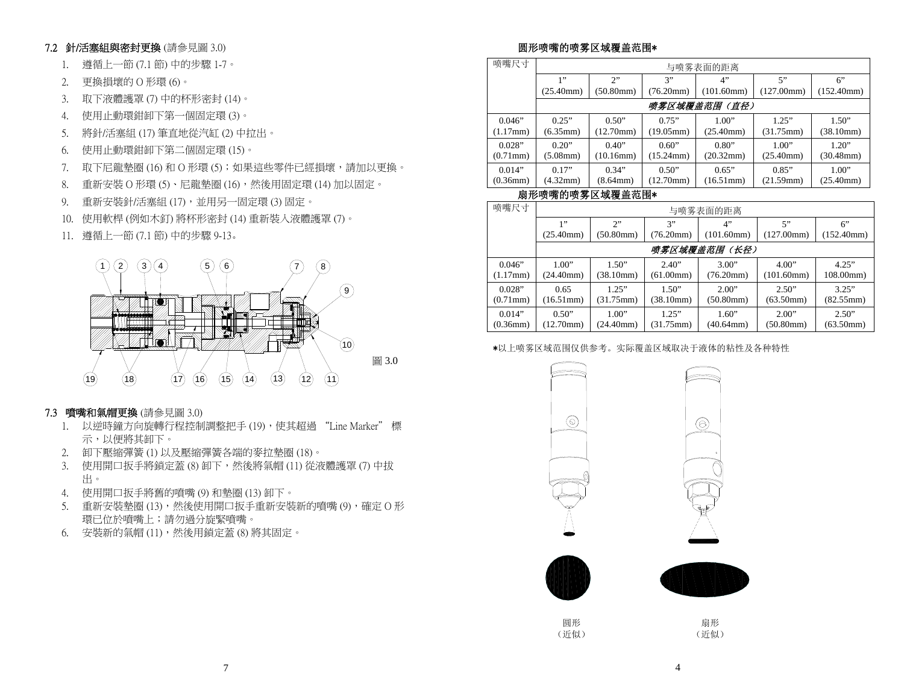## 7.2 針/活塞組與密封更換 (請參見圖 3.0)

1. 遵循上一節 (7.1 節) 中的步驟 1-7。
2. 更換損壞的 O 形環 (6)。
3. 取下液體護罩 (7) 中的杯形密封 (14)。
4. 使用止動環鉗卸下第一個固定環 (3)。
5. 將針/活塞組 (17) 筆直地從汽缸 (2) 中拉出。
6. 使用止動環鉗卸下第二個固定環 (15)。
7. 取下尼龍墊圈 (16) 和 O 形環 (5)；如果這些零件已經損壞，請加以更換。
8. 重新安裝 O 形環 (5)、尼龍墊圈 (16)，然後用固定環 (14) 加以固定。
9. 重新安裝針/活塞組 (17)，並用另一固定環 (3) 固定。
10. 使用軟桿 (例如木釘) 將杯形密封 (14) 重新裝入液體護罩 (7)。
11. 遵循上一節 (7.1 節) 中的步驟 9-13。

圖 3.0

## 7.3 噴嘴和氣帽更換 (請參見圖 3.0)

1. 以逆時鐘方向旋轉行程控制調整把手 (19)，使其超過 "Line Marker" 標示，以便將其卸下。
2. 卸下壓縮彈簧 (1) 以及壓縮彈簧各端的麥拉墊圈 (18)。
3. 使用開口扳手將鎖定蓋 (8) 卸下，然後將氣帽 (11) 從液體護罩 (7) 中拔出。
4. 使用開口扳手將舊的噴嘴 (9) 和墊圈 (13) 卸下。
5. 重新安裝墊圈 (13)，然後使用開口扳手重新安裝新的噴嘴 (9)，確定 O 形環已位於噴嘴上；請勿過分旋緊噴嘴。
6. 安裝新的氣帽 (11)，然後用鎖定蓋 (8) 將其固定。

**圆形喷嘴的喷雾区域覆盖范围***

| 喷嘴尺寸 | 与喷雾表面的距离 | | | | | |
|---|---|---|---|---|---|---|
| | 1" (25.40mm) | 2" (50.80mm) | 3" (76.20mm) | 4" (101.60mm) | 5" (127.00mm) | 6" (152.40mm) |
| | *喷雾区域覆盖范围（直径）* | | | | | |
| 0.046" (1.17mm) | 0.25" (6.35mm) | 0.50" (12.70mm) | 0.75" (19.05mm) | 1.00" (25.40mm) | 1.25" (31.75mm) | 1.50" (38.10mm) |
| 0.028" (0.71mm) | 0.20" (5.08mm) | 0.40" (10.16mm) | 0.60" (15.24mm) | 0.80" (20.32mm) | 1.00" (25.40mm) | 1.20" (30.48mm) |
| 0.014" (0.36mm) | 0.17" (4.32mm) | 0.34" (8.64mm) | 0.50" (12.70mm) | 0.65" (16.51mm) | 0.85" (21.59mm) | 1.00" (25.40mm) |

**扇形喷嘴的喷雾区域覆盖范围***

| 喷嘴尺寸 | 与喷雾表面的距离 | | | | | |
|---|---|---|---|---|---|---|
| | 1" (25.40mm) | 2" (50.80mm) | 3" (76.20mm) | 4" (101.60mm) | 5" (127.00mm) | 6" (152.40mm) |
| | *喷雾区域覆盖范围（长径）* | | | | | |
| 0.046" (1.17mm) | 1.00" (24.40mm) | 1.50" (38.10mm) | 2.40" (61.00mm) | 3.00" (76.20mm) | 4.00" (101.60mm) | 4.25" 108.00mm) |
| 0.028" (0.71mm) | 0.65 (16.51mm) | 1.25" (31.75mm) | 1.50" (38.10mm) | 2.00" (50.80mm) | 2.50" (63.50mm) | 3.25" (82.55mm) |
| 0.014" (0.36mm) | 0.50" (12.70mm) | 1.00" (24.40mm) | 1.25" (31.75mm) | 1.60" (40.64mm) | 2.00" (50.80mm) | 2.50" (63.50mm) |

*以上喷雾区域范围仅供参考。实际覆盖区域取决于液体的粘性及各种特性

圆形（近似）　　扇形（近似）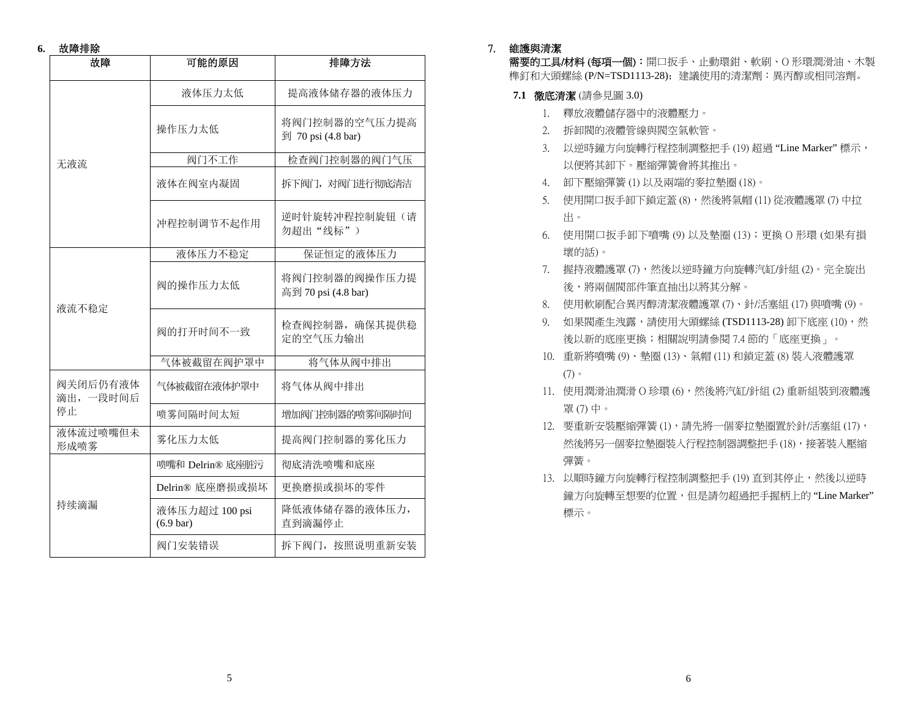## 6. 故障排除

| 故障 | 可能的原因 | 排障方法 |
|---|---|---|
| 无液流 | 液体压力太低 | 提高液体储存器的液体压力 |
| | 操作压力太低 | 将阀门控制器的空气压力提高到 70 psi (4.8 bar) |
| | 阀门不工作 | 检查阀门控制器的阀门气压 |
| | 液体在阀室内凝固 | 拆下阀门，对阀门进行彻底清洁 |
| | 冲程控制调节不起作用 | 逆时针旋转冲程控制旋钮（请勿超出“线标”） |
| 液流不稳定 | 液体压力不稳定 | 保证恒定的液体压力 |
| | 阀的操作压力太低 | 将阀门控制器的阀操作压力提高到 70 psi (4.8 bar) |
| | 阀的打开时间不一致 | 检查阀控制器，确保其提供稳定的空气压力输出 |
| | 气体被截留在阀护罩中 | 将气体从阀中排出 |
| 阀关闭后仍有液体滴出，一段时间后停止 | 气体被截留在液体护罩中 | 将气体从阀中排出 |
| | 喷雾间隔时间太短 | 增加阀门控制器的喷雾间隔时间 |
| 液体流过喷嘴但未形成喷雾 | 雾化压力太低 | 提高阀门控制器的雾化压力 |
| 持续滴漏 | 喷嘴和 Delrin® 底座脏污 | 彻底清洗喷嘴和底座 |
| | Delrin® 底座磨损或损坏 | 更换磨损或损坏的零件 |
| | 液体压力超过 100 psi (6.9 bar) | 降低液体储存器的液体压力，直到滴漏停止 |
| | 阀门安装错误 | 拆下阀门，按照说明重新安装 |

## 7. 維護與清潔

**需要的工具/材料 (每項一個)：**開口扳手、止動環鉗、軟刷、O 形環潤滑油、木製榫釘和大頭螺絲 (P/N=TSD1113-28)；建議使用的清潔劑：異丙醇或相同溶劑。

### 7.1 徹底清潔 (請參見圖 3.0)

1. 釋放液體儲存器中的液體壓力。
2. 拆卸閥的液體管線與閥空氣軟管。
3. 以逆時鐘方向旋轉行程控制調整把手 (19) 超過 “Line Marker” 標示，以便將其卸下。壓縮彈簧會將其推出。
4. 卸下壓縮彈簧 (1) 以及兩端的麥拉墊圈 (18)。
5. 使用開口扳手卸下鎖定蓋 (8)，然後將氣帽 (11) 從液體護罩 (7) 中拉出。
6. 使用開口扳手卸下噴嘴 (9) 以及墊圈 (13)；更換 O 形環 (如果有損壞的話)。
7. 握持液體護罩 (7)，然後以逆時鐘方向旋轉汽缸/針組 (2)。完全旋出後，將兩個閥部件筆直抽出以將其分解。
8. 使用軟刷配合異丙醇清潔液體護罩 (7)、針/活塞組 (17) 與噴嘴 (9)。
9. 如果閥產生洩露，請使用大頭螺絲 (TSD1113-28) 卸下底座 (10)，然後以新的底座更換；相關說明請參閱 7.4 節的「底座更換」。
10. 重新將噴嘴 (9)、墊圈 (13)、氣帽 (11) 和鎖定蓋 (8) 裝入液體護罩 (7)。
11. 使用潤滑油潤滑 O 珍環 (6)，然後將汽缸/針組 (2) 重新組裝到液體護罩 (7) 中。
12. 要重新安裝壓縮彈簧 (1)，請先將一個麥拉墊圈置於針/活塞組 (17)，然後將另一個麥拉墊圈裝入行程控制器調整把手 (18)，接著裝入壓縮彈簧。
13. 以順時鐘方向旋轉行程控制調整把手 (19) 直到其停止，然後以逆時鐘方向旋轉至想要的位置，但是請勿超過把手握柄上的 “Line Marker” 標示。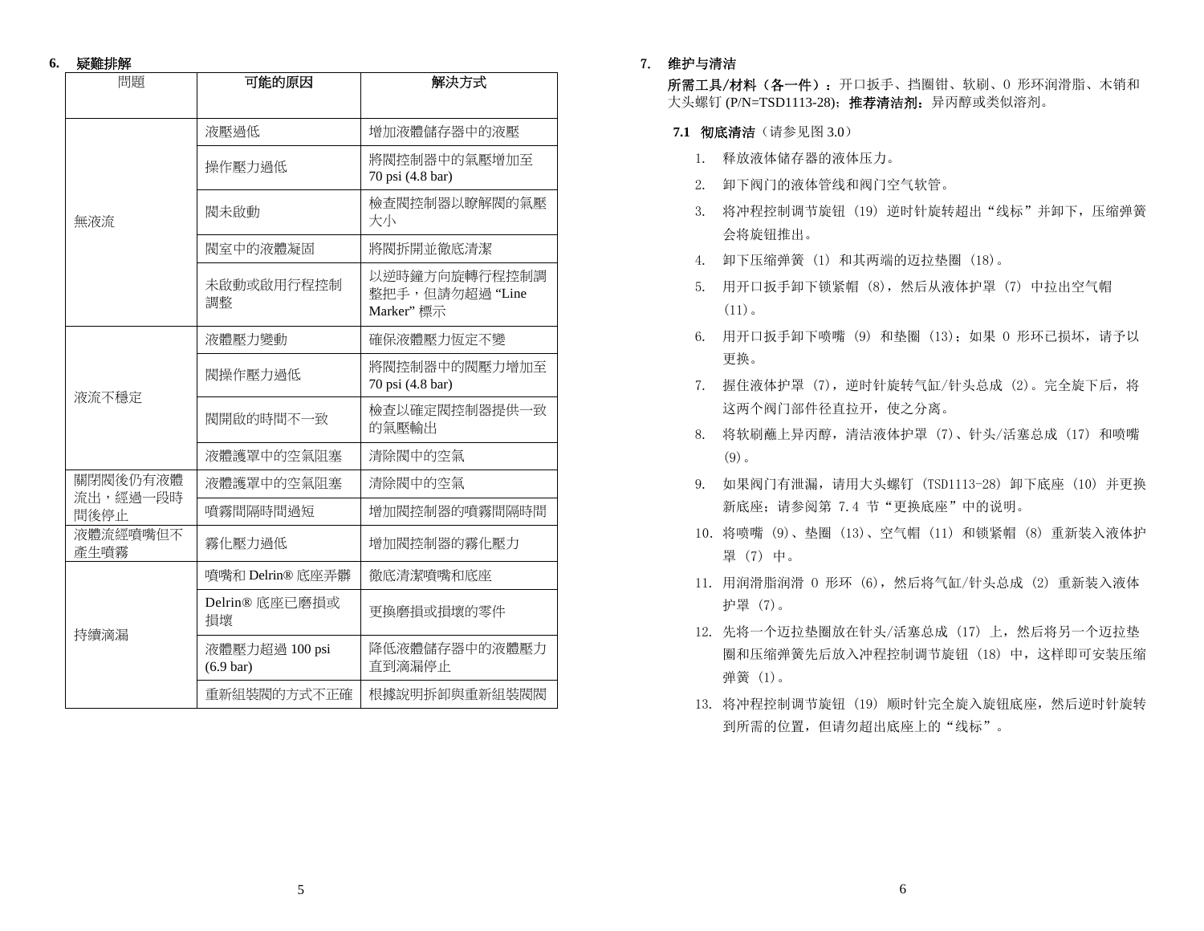## 6. 疑難排解

| 問題 | 可能的原因 | 解決方式 |
| --- | --- | --- |
| 無液流 | 液壓過低 | 增加液體儲存器中的液壓 |
| | 操作壓力過低 | 將閥控制器中的氣壓增加至 70 psi (4.8 bar) |
| | 閥未啟動 | 檢查閥控制器以瞭解閥的氣壓大小 |
| | 閥室中的液體凝固 | 將閥拆開並徹底清潔 |
| | 未啟動或啟用行程控制調整 | 以逆時鐘方向旋轉行程控制調整把手，但請勿超過 “Line Marker” 標示 |
| 液流不穩定 | 液體壓力變動 | 確保液體壓力恆定不變 |
| | 閥操作壓力過低 | 將閥控制器中的閥壓力增加至 70 psi (4.8 bar) |
| | 閥開啟的時間不一致 | 檢查以確定閥控制器提供一致的氣壓輸出 |
| | 液體護罩中的空氣阻塞 | 清除閥中的空氣 |
| 關閉閥後仍有液體流出，經過一段時間後停止 | 液體護罩中的空氣阻塞 | 清除閥中的空氣 |
| | 噴霧間隔時間過短 | 增加閥控制器的噴霧間隔時間 |
| 液體流經噴嘴但不產生噴霧 | 霧化壓力過低 | 增加閥控制器的霧化壓力 |
| 持續滴漏 | 噴嘴和 Delrin® 底座弄髒 | 徹底清潔噴嘴和底座 |
| | Delrin® 底座已磨損或損壞 | 更換磨損或損壞的零件 |
| | 液體壓力超過 100 psi (6.9 bar) | 降低液體儲存器中的液體壓力直到滴漏停止 |
| | 重新組裝閥的方式不正確 | 根據說明拆卸與重新組裝閥閥 |

## 7. 维护与清洁

**所需工具/材料（各一件）：**开口扳手、挡圈钳、软刷、O 形环润滑脂、木销和大头螺钉 (P/N=TSD1113-28)；**推荐清洁剂：**异丙醇或类似溶剂。

### 7.1 彻底清洁（请参见图 3.0）

1. 释放液体储存器的液体压力。
2. 卸下阀门的液体管线和阀门空气软管。
3. 将冲程控制调节旋钮 (19) 逆时针旋转超出“线标”并卸下，压缩弹簧会将旋钮推出。
4. 卸下压缩弹簧 (1) 和其两端的迈拉垫圈 (18)。
5. 用开口扳手卸下锁紧帽 (8)，然后从液体护罩 (7) 中拉出空气帽 (11)。
6. 用开口扳手卸下喷嘴 (9) 和垫圈 (13)；如果 O 形环已损坏，请予以更换。
7. 握住液体护罩 (7)，逆时针旋转气缸/针头总成 (2)。完全旋下后，将这两个阀门部件径直拉开，使之分离。
8. 将软刷蘸上异丙醇，清洁液体护罩 (7)、针头/活塞总成 (17) 和喷嘴 (9)。
9. 如果阀门有泄漏，请用大头螺钉 (TSD1113-28) 卸下底座 (10) 并更换新底座；请参阅第 7.4 节“更换底座”中的说明。
10. 将喷嘴 (9)、垫圈 (13)、空气帽 (11) 和锁紧帽 (8) 重新装入液体护罩 (7) 中。
11. 用润滑脂润滑 O 形环 (6)，然后将气缸/针头总成 (2) 重新装入液体护罩 (7)。
12. 先将一个迈拉垫圈放在针头/活塞总成 (17) 上，然后将另一个迈拉垫圈和压缩弹簧先后放入冲程控制调节旋钮 (18) 中，这样即可安装压缩弹簧 (1)。
13. 将冲程控制调节旋钮 (19) 顺时针完全旋入旋钮底座，然后逆时针旋转到所需的位置，但请勿超出底座上的“线标”。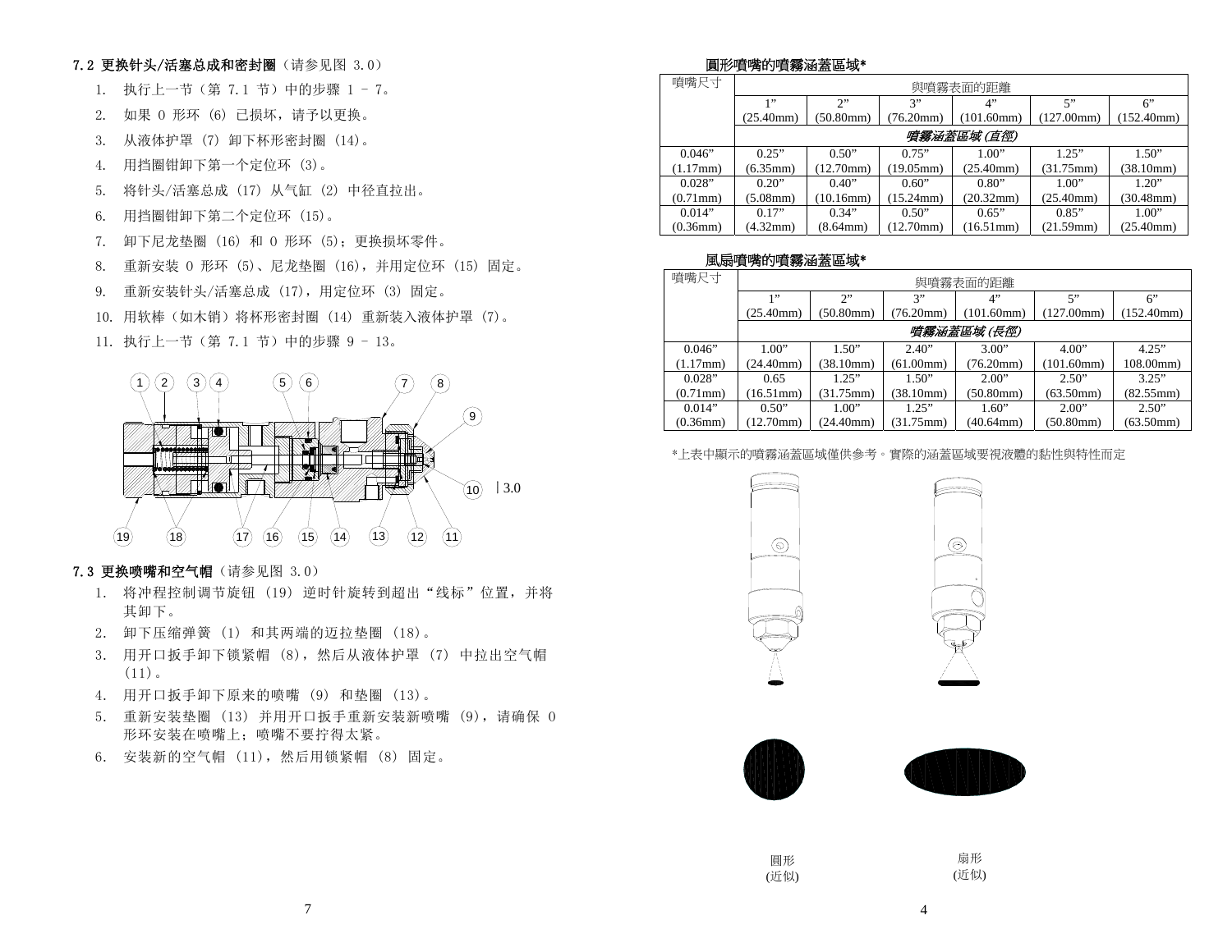## 7.2 更换针头/活塞总成和密封圈（请参见图 3.0）

1. 执行上一节（第 7.1 节）中的步骤 1 – 7。
2. 如果 O 形环 (6) 已损坏，请予以更换。
3. 从液体护罩 (7) 卸下杯形密封圈 (14)。
4. 用挡圈钳卸下第一个定位环 (3)。
5. 将针头/活塞总成 (17) 从气缸 (2) 中径直拉出。
6. 用挡圈钳卸下第二个定位环 (15)。
7. 卸下尼龙垫圈 (16) 和 O 形环 (5)；更换损坏零件。
8. 重新安装 O 形环 (5)、尼龙垫圈 (16)，并用定位环 (15) 固定。
9. 重新安装针头/活塞总成 (17)，用定位环 (3) 固定。
10. 用软棒（如木销）将杯形密封圈 (14) 重新装入液体护罩 (7)。
11. 执行上一节（第 7.1 节）中的步骤 9 – 13。

图 3.0

## 7.3 更换喷嘴和空气帽（请参见图 3.0）

1. 将冲程控制调节旋钮 (19) 逆时针旋转到超出“线标”位置，并将其卸下。
2. 卸下压缩弹簧 (1) 和其两端的迈拉垫圈 (18)。
3. 用开口扳手卸下锁紧帽 (8)，然后从液体护罩 (7) 中拉出空气帽 (11)。
4. 用开口扳手卸下原来的喷嘴 (9) 和垫圈 (13)。
5. 重新安装垫圈 (13) 并用开口扳手重新安装新喷嘴 (9)，请确保 O 形环安装在喷嘴上；喷嘴不要拧得太紧。
6. 安装新的空气帽 (11)，然后用锁紧帽 (8) 固定。

**圓形噴嘴的噴霧涵蓋區域***

| 噴嘴尺寸 | 與噴霧表面的距離 | | | | | |
|---|---|---|---|---|---|---|
| | 1” (25.40mm) | 2” (50.80mm) | 3” (76.20mm) | 4” (101.60mm) | 5” (127.00mm) | 6” (152.40mm) |
| | *噴霧涵蓋區域 (直徑)* | | | | | |
| 0.046” (1.17mm) | 0.25” (6.35mm) | 0.50” (12.70mm) | 0.75” (19.05mm) | 1.00” (25.40mm) | 1.25” (31.75mm) | 1.50” (38.10mm) |
| 0.028” (0.71mm) | 0.20” (5.08mm) | 0.40” (10.16mm) | 0.60” (15.24mm) | 0.80” (20.32mm) | 1.00” (25.40mm) | 1.20” (30.48mm) |
| 0.014” (0.36mm) | 0.17” (4.32mm) | 0.34” (8.64mm) | 0.50” (12.70mm) | 0.65” (16.51mm) | 0.85” (21.59mm) | 1.00” (25.40mm) |

**風扇噴嘴的噴霧涵蓋區域***

| 噴嘴尺寸 | 與噴霧表面的距離 | | | | | |
|---|---|---|---|---|---|---|
| | 1” (25.40mm) | 2” (50.80mm) | 3” (76.20mm) | 4” (101.60mm) | 5” (127.00mm) | 6” (152.40mm) |
| | *噴霧涵蓋區域 (長徑)* | | | | | |
| 0.046” (1.17mm) | 1.00” (24.40mm) | 1.50” (38.10mm) | 2.40” (61.00mm) | 3.00” (76.20mm) | 4.00” (101.60mm) | 4.25” 108.00mm) |
| 0.028” (0.71mm) | 0.65 (16.51mm) | 1.25” (31.75mm) | 1.50” (38.10mm) | 2.00” (50.80mm) | 2.50” (63.50mm) | 3.25” (82.55mm) |
| 0.014” (0.36mm) | 0.50” (12.70mm) | 1.00” (24.40mm) | 1.25” (31.75mm) | 1.60” (40.64mm) | 2.00” (50.80mm) | 2.50” (63.50mm) |

*上表中顯示的噴霧涵蓋區域僅供參考。實際的涵蓋區域要視液體的黏性與特性而定

圓形
(近似)

扇形
(近似)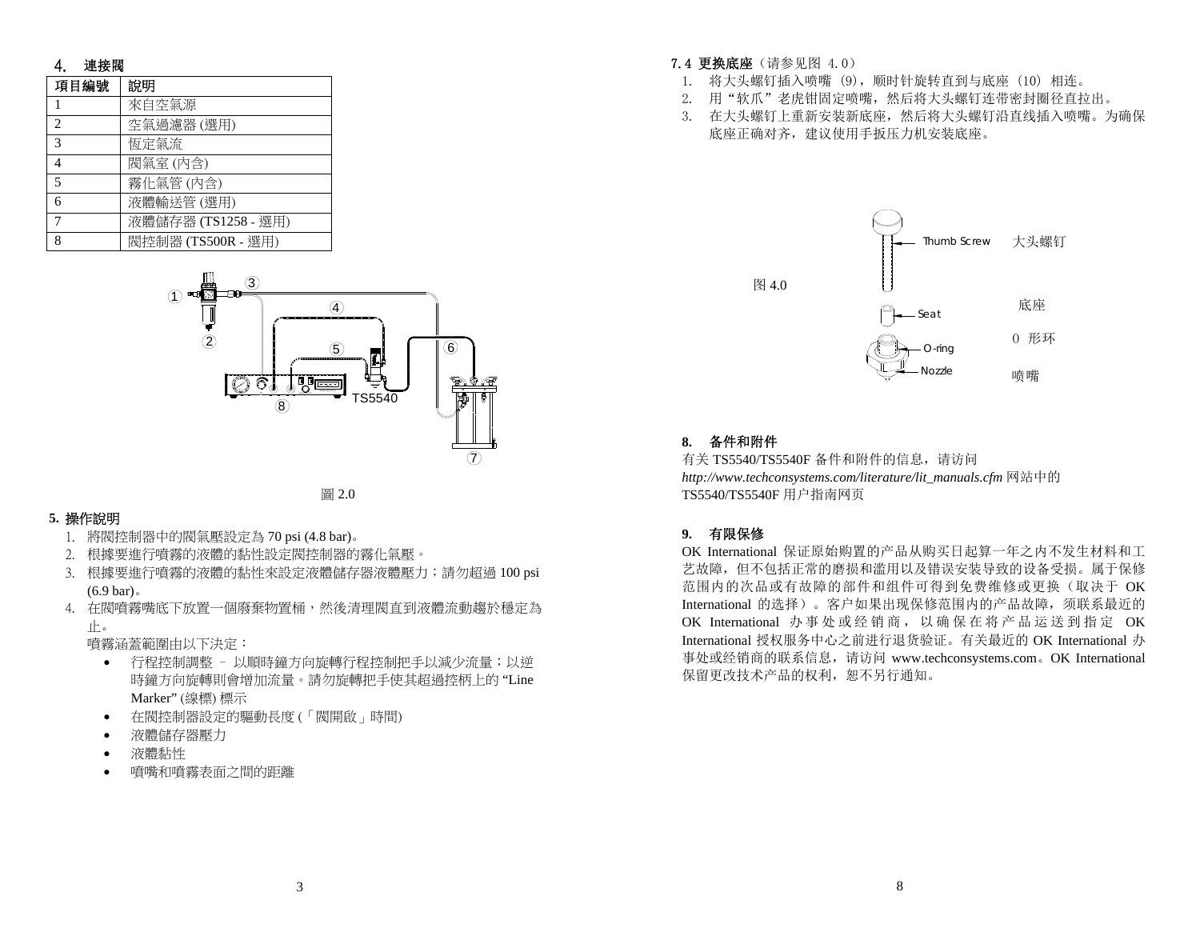## 4. 連接閥

| 項目編號 | 說明 |
| --- | --- |
| 1 | 來自空氣源 |
| 2 | 空氣過濾器 (選用) |
| 3 | 恆定氣流 |
| 4 | 閥氣室 (內含) |
| 5 | 霧化氣管 (內含) |
| 6 | 液體輸送管 (選用) |
| 7 | 液體儲存器 (TS1258 - 選用) |
| 8 | 閥控制器 (TS500R - 選用) |

圖 2.0

## 5. 操作說明

1. 將閥控制器中的閥氣壓設定為 70 psi (4.8 bar)。
2. 根據要進行噴霧的液體的黏性設定閥控制器的霧化氣壓。
3. 根據要進行噴霧的液體的黏性來設定液體儲存器液體壓力；請勿超過 100 psi (6.9 bar)。
4. 在閥噴霧嘴底下放置一個廢棄物置桶，然後清理閥直到液體流動趨於穩定為止。

   噴霧涵蓋範圍由以下決定：

   - 行程控制調整 – 以順時鐘方向旋轉行程控制把手以減少流量；以逆時鐘方向旋轉則會增加流量。請勿旋轉把手使其超過控柄上的 “Line Marker” (線標) 標示
   - 在閥控制器設定的驅動長度 (「閥開啟」時間)
   - 液體儲存器壓力
   - 液體黏性
   - 噴嘴和噴霧表面之間的距離

### 7.4 更换底座（请参见图 4.0）

1. 将大头螺钉插入喷嘴（9），顺时针旋转直到与底座（10）相连。
2. 用“软爪”老虎钳固定喷嘴，然后将大头螺钉连带密封圈径直拉出。
3. 在大头螺钉上重新安装新底座，然后将大头螺钉沿直线插入喷嘴。为确保底座正确对齐，建议使用手扳压力机安装底座。

图 4.0

Thumb Screw 大头螺钉

Seat 底座

O-ring O 形环

Nozzle 喷嘴

## 8. 备件和附件

有关 TS5540/TS5540F 备件和附件的信息，请访问 *http://www.techconsystems.com/literature/lit_manuals.cfm* 网站中的 TS5540/TS5540F 用户指南网页

## 9. 有限保修

OK International 保证原始购置的产品从购买日起算一年之内不发生材料和工艺故障，但不包括正常的磨损和滥用以及错误安装导致的设备受损。属于保修范围内的次品或有故障的部件和组件可得到免费维修或更换（取决于 OK International 的选择）。客户如果出现保修范围内的产品故障，须联系最近的 OK International 办事处或经销商，以确保在将产品运送到指定 OK International 授权服务中心之前进行退货验证。有关最近的 OK International 办事处或经销商的联系信息，请访问 www.techconsystems.com。OK International 保留更改技术产品的权利，恕不另行通知。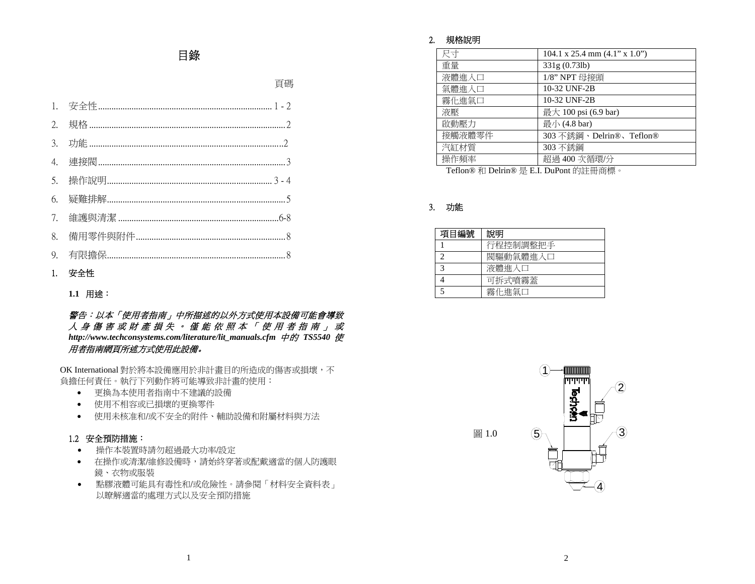# 目錄

頁碼

1. 安全性............................................................................ 1 - 2
2. 規格.......................................................................................2
3. 功能 ......................................................................................2
4. 連接閥...................................................................................3
5. 操作說明........................................................................ 3 - 4
6. 疑難排解...............................................................................5
7. 維護與清潔 .......................................................................6-8
8. 備用零件與附件..................................................................8
9. 有限擔保...............................................................................8

## 1. 安全性

### 1.1 用途：

***警告：以本「使用者指南」中所描述的以外方式使用本設備可能會導致人身傷害或財產損失。僅能依照本「使用者指南」或 http://www.techconsystems.com/literature/lit_manuals.cfm 中的 TS5540 使用者指南網頁所述方式使用此設備。***

OK International 對於將本設備應用於非計畫目的所造成的傷害或損壞，不負擔任何責任。執行下列動作將可能導致非計畫的使用：

- 更換為本使用者指南中不建議的設備
- 使用不相容或已損壞的更換零件
- 使用未核准和/或不安全的附件、輔助設備和附屬材料與方法

### 1.2 安全預防措施：

- 操作本裝置時請勿超過最大功率/設定
- 在操作或清潔/維修設備時，請始終穿著或配戴適當的個人防護眼鏡、衣物或服裝
- 點膠液體可能具有毒性和/或危險性。請參閱「材料安全資料表」以瞭解適當的處理方式以及安全預防措施

## 2. 規格說明

| | |
|---|---|
| 尺寸 | 104.1 x 25.4 mm (4.1” x 1.0”) |
| 重量 | 331g (0.73lb) |
| 液體進入口 | 1/8” NPT 母接頭 |
| 氣體進入口 | 10-32 UNF-2B |
| 霧化進氣口 | 10-32 UNF-2B |
| 液壓 | 最大 100 psi (6.9 bar) |
| 啟動壓力 | 最小 (4.8 bar) |
| 接觸液體零件 | 303 不銹鋼、Delrin®、Teflon® |
| 汽缸材質 | 303 不銹鋼 |
| 操作頻率 | 超過 400 次循環/分 |

Teflon® 和 Delrin® 是 E.I. DuPont 的註冊商標。

## 3. 功能

| 項目編號 | 說明 |
|---|---|
| 1 | 行程控制調整把手 |
| 2 | 閥驅動氣體進入口 |
| 3 | 液體進入口 |
| 4 | 可拆式噴霧蓋 |
| 5 | 霧化進氣口 |

圖 1.0